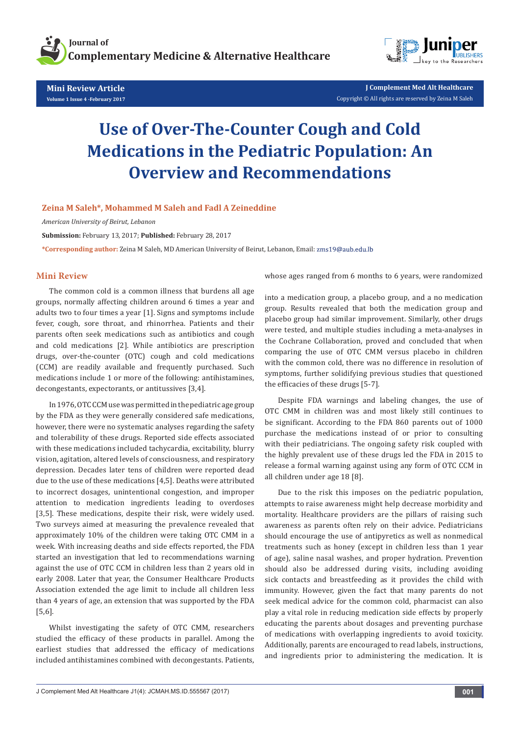Mini Review Article

Volume 1 Issue 4 -February 2017

Copyright © All rights are reserved by Zeina M Saleh

# Use of Over-The-Counter Cough and Cold Medications in the Pediatric Population: An Overview and Recommendations

**Zeina M Saleh*, Mohammed M Saleh and Fadl A Zeineddine**

*American University of Beirut, Lebanon*

**Submission:** February 13, 2017; **Published:** February 28, 2017

***Corresponding author:** Zeina M Saleh, MD American University of Beirut, Lebanon, Email: zms19@aub.edu.lb

## Mini Review

The common cold is a common illness that burdens all age groups, normally affecting children around 6 times a year and adults two to four times a year [1]. Signs and symptoms include fever, cough, sore throat, and rhinorrhea. Patients and their parents often seek medications such as antibiotics and cough and cold medications [2]. While antibiotics are prescription drugs, over-the-counter (OTC) cough and cold medications (CCM) are readily available and frequently purchased. Such medications include 1 or more of the following: antihistamines, decongestants, expectorants, or antitussives [3,4].

In 1976, OTC CCM use was permitted in the pediatric age group by the FDA as they were generally considered safe medications, however, there were no systematic analyses regarding the safety and tolerability of these drugs. Reported side effects associated with these medications included tachycardia, excitability, blurry vision, agitation, altered levels of consciousness, and respiratory depression. Decades later tens of children were reported dead due to the use of these medications [4,5]. Deaths were attributed to incorrect dosages, unintentional congestion, and improper attention to medication ingredients leading to overdoses [3,5]. These medications, despite their risk, were widely used. Two surveys aimed at measuring the prevalence revealed that approximately 10% of the children were taking OTC CMM in a week. With increasing deaths and side effects reported, the FDA started an investigation that led to recommendations warning against the use of OTC CCM in children less than 2 years old in early 2008. Later that year, the Consumer Healthcare Products Association extended the age limit to include all children less than 4 years of age, an extension that was supported by the FDA [5,6].

Whilst investigating the safety of OTC CMM, researchers studied the efficacy of these products in parallel. Among the earliest studies that addressed the efficacy of medications included antihistamines combined with decongestants. Patients, whose ages ranged from 6 months to 6 years, were randomized into a medication group, a placebo group, and a no medication group. Results revealed that both the medication group and placebo group had similar improvement. Similarly, other drugs were tested, and multiple studies including a meta-analyses in the Cochrane Collaboration, proved and concluded that when comparing the use of OTC CMM versus placebo in children with the common cold, there was no difference in resolution of symptoms, further solidifying previous studies that questioned the efficacies of these drugs [5-7].

Despite FDA warnings and labeling changes, the use of OTC CMM in children was and most likely still continues to be significant. According to the FDA 860 parents out of 1000 purchase the medications instead of or prior to consulting with their pediatricians. The ongoing safety risk coupled with the highly prevalent use of these drugs led the FDA in 2015 to release a formal warning against using any form of OTC CCM in all children under age 18 [8].

Due to the risk this imposes on the pediatric population, attempts to raise awareness might help decrease morbidity and mortality. Healthcare providers are the pillars of raising such awareness as parents often rely on their advice. Pediatricians should encourage the use of antipyretics as well as nonmedical treatments such as honey (except in children less than 1 year of age), saline nasal washes, and proper hydration. Prevention should also be addressed during visits, including avoiding sick contacts and breastfeeding as it provides the child with immunity. However, given the fact that many parents do not seek medical advice for the common cold, pharmacist can also play a vital role in reducing medication side effects by properly educating the parents about dosages and preventing purchase of medications with overlapping ingredients to avoid toxicity. Additionally, parents are encouraged to read labels, instructions, and ingredients prior to administering the medication. It is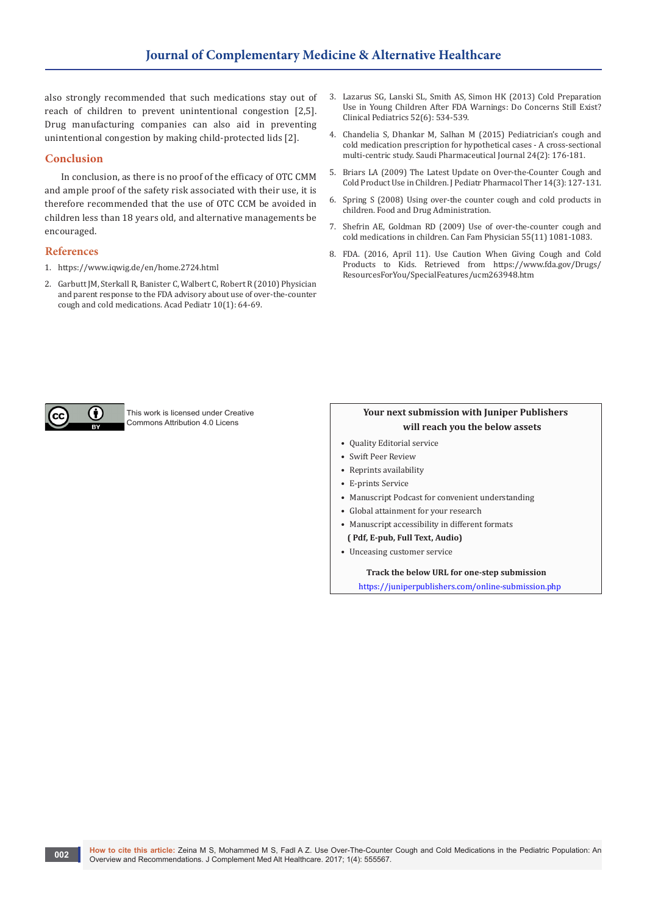also strongly recommended that such medications stay out of reach of children to prevent unintentional congestion [2,5]. Drug manufacturing companies can also aid in preventing unintentional congestion by making child-protected lids [2].

## Conclusion

In conclusion, as there is no proof of the efficacy of OTC CMM and ample proof of the safety risk associated with their use, it is therefore recommended that the use of OTC CCM be avoided in children less than 18 years old, and alternative managements be encouraged.

## References

1. https://www.iqwig.de/en/home.2724.html
2. Garbutt JM, Sterkall R, Banister C, Walbert C, Robert R (2010) Physician and parent response to the FDA advisory about use of over-the-counter cough and cold medications. Acad Pediatr 10(1): 64-69.
3. Lazarus SG, Lanski SL, Smith AS, Simon HK (2013) Cold Preparation Use in Young Children After FDA Warnings: Do Concerns Still Exist? Clinical Pediatrics 52(6): 534-539.
4. Chandelia S, Dhankar M, Salhan M (2015) Pediatrician's cough and cold medication prescription for hypothetical cases - A cross-sectional multi-centric study. Saudi Pharmaceutical Journal 24(2): 176-181.
5. Briars LA (2009) The Latest Update on Over-the-Counter Cough and Cold Product Use in Children. J Pediatr Pharmacol Ther 14(3): 127-131.
6. Spring S (2008) Using over-the counter cough and cold products in children. Food and Drug Administration.
7. Shefrin AE, Goldman RD (2009) Use of over-the-counter cough and cold medications in children. Can Fam Physician 55(11) 1081-1083.
8. FDA. (2016, April 11). Use Caution When Giving Cough and Cold Products to Kids. Retrieved from https://www.fda.gov/Drugs/ResourcesForYou/SpecialFeatures/ucm263948.htm

This work is licensed under Creative Commons Attribution 4.0 Licens

**Your next submission with Juniper Publishers will reach you the below assets**

- Quality Editorial service
- Swift Peer Review
- Reprints availability
- E-prints Service
- Manuscript Podcast for convenient understanding
- Global attainment for your research
- Manuscript accessibility in different formats

**( Pdf, E-pub, Full Text, Audio)**

- Unceasing customer service

**Track the below URL for one-step submission**

https://juniperpublishers.com/online-submission.php